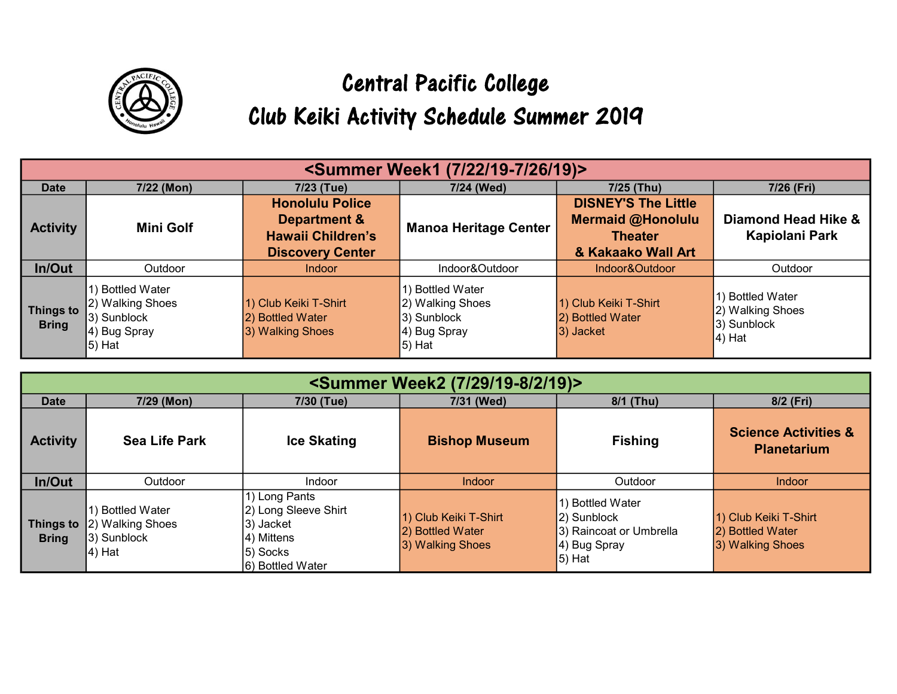# Central Pacific College

## Club Keiki Activity Schedule Summer 2019

| <Summer Week1 (7/22/19-7/26/19)> | | | | | |
|---|---|---|---|---|---|
| **Date** | **7/22 (Mon)** | **7/23 (Tue)** | **7/24 (Wed)** | **7/25 (Thu)** | **7/26 (Fri)** |
| **Activity** | **Mini Golf** | **Honolulu Police Department & Hawaii Children's Discovery Center** | **Manoa Heritage Center** | **DISNEY'S The Little Mermaid @Honolulu Theater & Kakaako Wall Art** | **Diamond Head Hike & Kapiolani Park** |
| **In/Out** | Outdoor | Indoor | Indoor&Outdoor | Indoor&Outdoor | Outdoor |
| **Things to Bring** | 1) Bottled Water<br>2) Walking Shoes<br>3) Sunblock<br>4) Bug Spray<br>5) Hat | 1) Club Keiki T-Shirt<br>2) Bottled Water<br>3) Walking Shoes | 1) Bottled Water<br>2) Walking Shoes<br>3) Sunblock<br>4) Bug Spray<br>5) Hat | 1) Club Keiki T-Shirt<br>2) Bottled Water<br>3) Jacket | 1) Bottled Water<br>2) Walking Shoes<br>3) Sunblock<br>4) Hat |

| <Summer Week2 (7/29/19-8/2/19)> | | | | | |
|---|---|---|---|---|---|
| **Date** | **7/29 (Mon)** | **7/30 (Tue)** | **7/31 (Wed)** | **8/1 (Thu)** | **8/2 (Fri)** |
| **Activity** | **Sea Life Park** | **Ice Skating** | **Bishop Museum** | **Fishing** | **Science Activities & Planetarium** |
| **In/Out** | Outdoor | Indoor | Indoor | Outdoor | Indoor |
| **Things to Bring** | 1) Bottled Water<br>2) Walking Shoes<br>3) Sunblock<br>4) Hat | 1) Long Pants<br>2) Long Sleeve Shirt<br>3) Jacket<br>4) Mittens<br>5) Socks<br>6) Bottled Water | 1) Club Keiki T-Shirt<br>2) Bottled Water<br>3) Walking Shoes | 1) Bottled Water<br>2) Sunblock<br>3) Raincoat or Umbrella<br>4) Bug Spray<br>5) Hat | 1) Club Keiki T-Shirt<br>2) Bottled Water<br>3) Walking Shoes |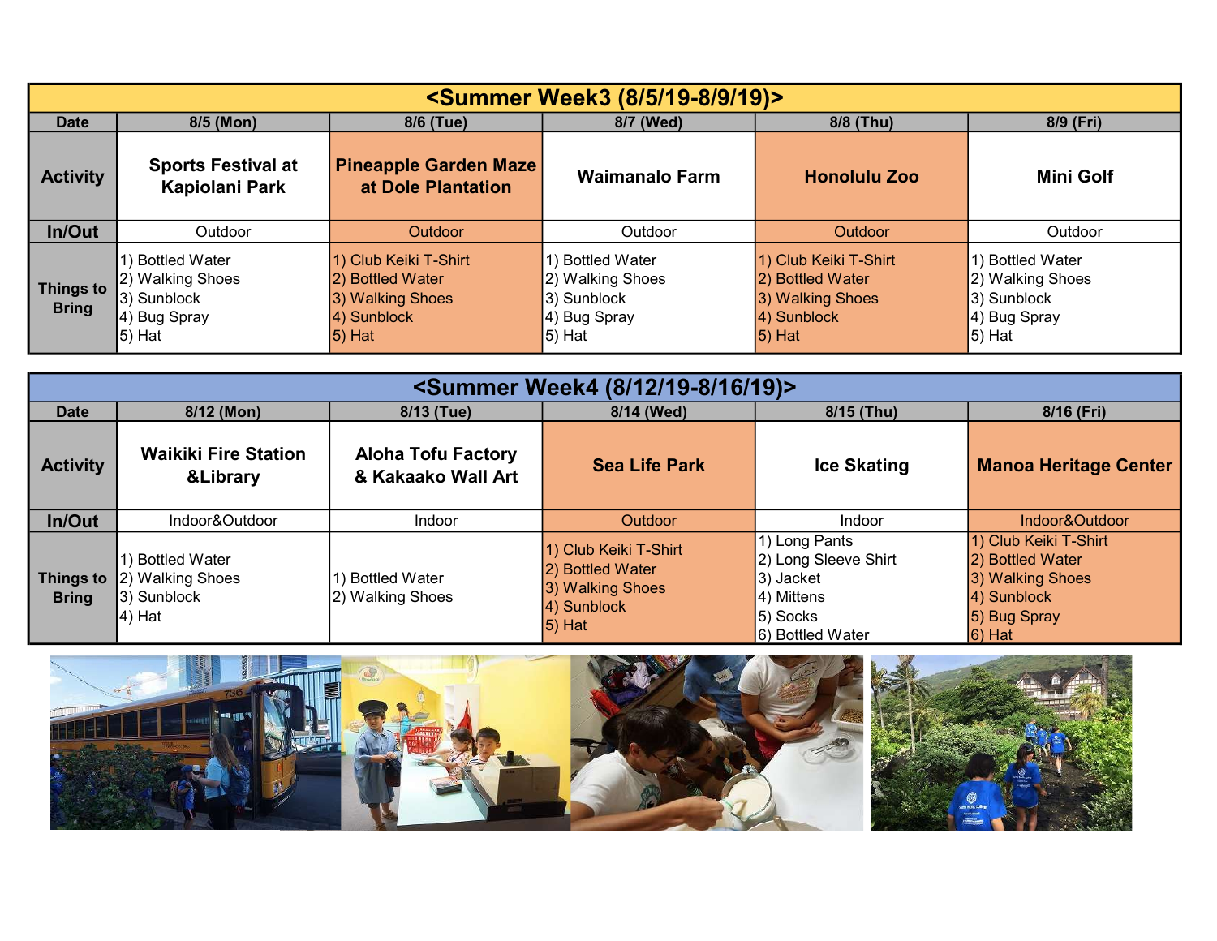| <Summer Week3 (8/5/19-8/9/19)> | | | | | |
|---|---|---|---|---|---|
| **Date** | **8/5 (Mon)** | **8/6 (Tue)** | **8/7 (Wed)** | **8/8 (Thu)** | **8/9 (Fri)** |
| **Activity** | **Sports Festival at Kapiolani Park** | **Pineapple Garden Maze at Dole Plantation** | **Waimanalo Farm** | **Honolulu Zoo** | **Mini Golf** |
| **In/Out** | Outdoor | Outdoor | Outdoor | Outdoor | Outdoor |
| **Things to Bring** | 1) Bottled Water<br>2) Walking Shoes<br>3) Sunblock<br>4) Bug Spray<br>5) Hat | 1) Club Keiki T-Shirt<br>2) Bottled Water<br>3) Walking Shoes<br>4) Sunblock<br>5) Hat | 1) Bottled Water<br>2) Walking Shoes<br>3) Sunblock<br>4) Bug Spray<br>5) Hat | 1) Club Keiki T-Shirt<br>2) Bottled Water<br>3) Walking Shoes<br>4) Sunblock<br>5) Hat | 1) Bottled Water<br>2) Walking Shoes<br>3) Sunblock<br>4) Bug Spray<br>5) Hat |

| <Summer Week4 (8/12/19-8/16/19)> | | | | | |
|---|---|---|---|---|---|
| **Date** | **8/12 (Mon)** | **8/13 (Tue)** | **8/14 (Wed)** | **8/15 (Thu)** | **8/16 (Fri)** |
| **Activity** | **Waikiki Fire Station &Library** | **Aloha Tofu Factory & Kakaako Wall Art** | **Sea Life Park** | **Ice Skating** | **Manoa Heritage Center** |
| **In/Out** | Indoor&Outdoor | Indoor | Outdoor | Indoor | Indoor&Outdoor |
| **Things to Bring** | 1) Bottled Water<br>2) Walking Shoes<br>3) Sunblock<br>4) Hat | 1) Bottled Water<br>2) Walking Shoes | 1) Club Keiki T-Shirt<br>2) Bottled Water<br>3) Walking Shoes<br>4) Sunblock<br>5) Hat | 1) Long Pants<br>2) Long Sleeve Shirt<br>3) Jacket<br>4) Mittens<br>5) Socks<br>6) Bottled Water | 1) Club Keiki T-Shirt<br>2) Bottled Water<br>3) Walking Shoes<br>4) Sunblock<br>5) Bug Spray<br>6) Hat |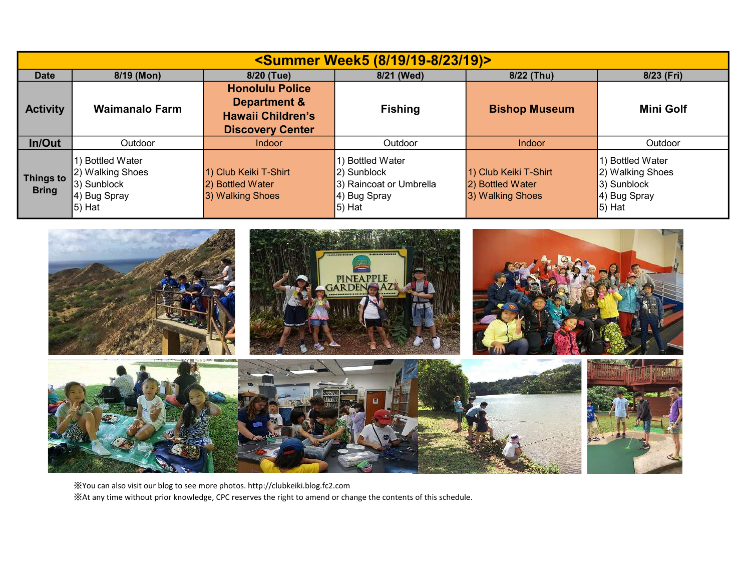| <Summer Week5 (8/19/19-8/23/19)> | | | | | |
|---|---|---|---|---|---|
| **Date** | **8/19 (Mon)** | **8/20 (Tue)** | **8/21 (Wed)** | **8/22 (Thu)** | **8/23 (Fri)** |
| **Activity** | **Waimanalo Farm** | **Honolulu Police Department & Hawaii Children's Discovery Center** | **Fishing** | **Bishop Museum** | **Mini Golf** |
| **In/Out** | Outdoor | Indoor | Outdoor | Indoor | Outdoor |
| **Things to Bring** | 1) Bottled Water<br>2) Walking Shoes<br>3) Sunblock<br>4) Bug Spray<br>5) Hat | 1) Club Keiki T-Shirt<br>2) Bottled Water<br>3) Walking Shoes | 1) Bottled Water<br>2) Sunblock<br>3) Raincoat or Umbrella<br>4) Bug Spray<br>5) Hat | 1) Club Keiki T-Shirt<br>2) Bottled Water<br>3) Walking Shoes | 1) Bottled Water<br>2) Walking Shoes<br>3) Sunblock<br>4) Bug Spray<br>5) Hat |

※You can also visit our blog to see more photos. http://clubkeiki.blog.fc2.com
※At any time without prior knowledge, CPC reserves the right to amend or change the contents of this schedule.